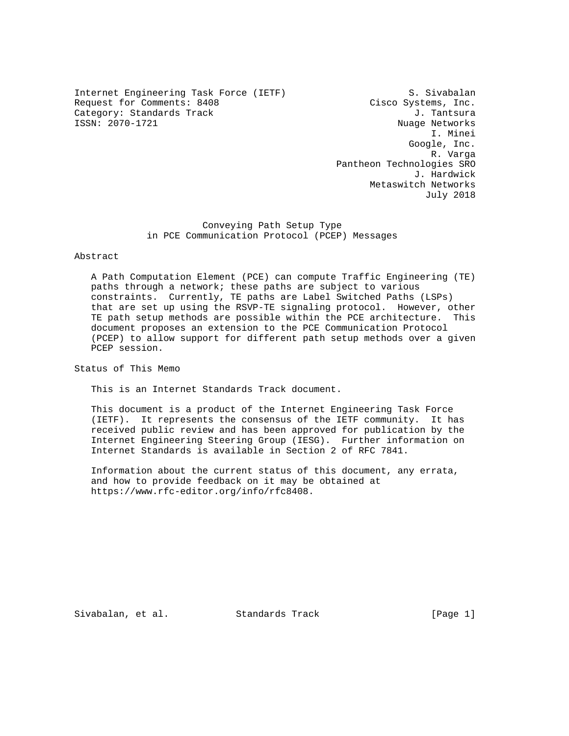Internet Engineering Task Force (IETF) S. Sivabalan
Request for Comments: 8408 Cisco Systems, Inc.
Category: Standards Track J. Tantsura
ISSN: 2070-1721 Nuage Networks
I. Minei
Google, Inc.
R. Varga
Pantheon Technologies SRO
J. Hardwick
Metaswitch Networks
July 2018

# Conveying Path Setup Type in PCE Communication Protocol (PCEP) Messages

## Abstract

A Path Computation Element (PCE) can compute Traffic Engineering (TE) paths through a network; these paths are subject to various constraints. Currently, TE paths are Label Switched Paths (LSPs) that are set up using the RSVP-TE signaling protocol. However, other TE path setup methods are possible within the PCE architecture. This document proposes an extension to the PCE Communication Protocol (PCEP) to allow support for different path setup methods over a given PCEP session.

## Status of This Memo

This is an Internet Standards Track document.

This document is a product of the Internet Engineering Task Force (IETF). It represents the consensus of the IETF community. It has received public review and has been approved for publication by the Internet Engineering Steering Group (IESG). Further information on Internet Standards is available in Section 2 of RFC 7841.

Information about the current status of this document, any errata, and how to provide feedback on it may be obtained at https://www.rfc-editor.org/info/rfc8408.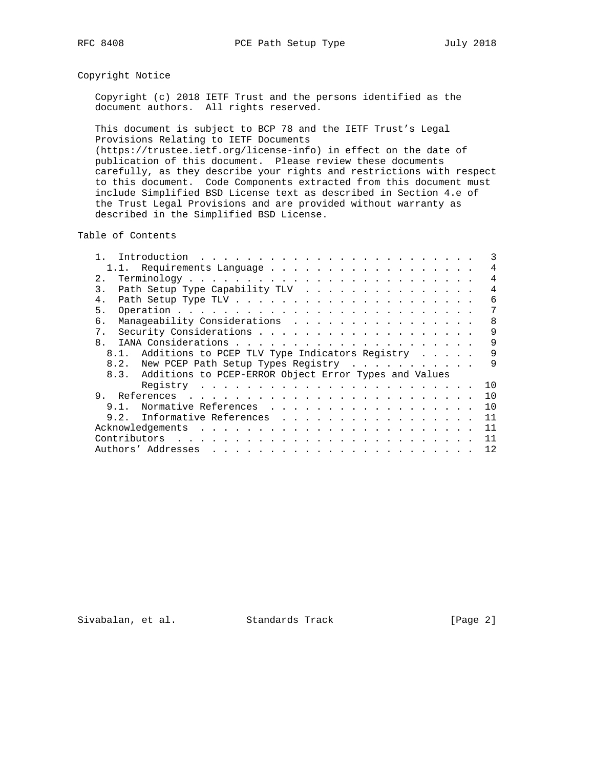## Copyright Notice

Copyright (c) 2018 IETF Trust and the persons identified as the document authors. All rights reserved.

This document is subject to BCP 78 and the IETF Trust's Legal Provisions Relating to IETF Documents (https://trustee.ietf.org/license-info) in effect on the date of publication of this document. Please review these documents carefully, as they describe your rights and restrictions with respect to this document. Code Components extracted from this document must include Simplified BSD License text as described in Section 4.e of the Trust Legal Provisions and are provided without warranty as described in the Simplified BSD License.

## Table of Contents

```
   1.  Introduction  . . . . . . . . . . . . . . . . . . . . . . . .   3
     1.1.  Requirements Language . . . . . . . . . . . . . . . . . .   4
   2.  Terminology . . . . . . . . . . . . . . . . . . . . . . . . .   4
   3.  Path Setup Type Capability TLV  . . . . . . . . . . . . . . .   4
   4.  Path Setup Type TLV . . . . . . . . . . . . . . . . . . . . .   6
   5.  Operation . . . . . . . . . . . . . . . . . . . . . . . . . .   7
   6.  Manageability Considerations  . . . . . . . . . . . . . . . .   8
   7.  Security Considerations . . . . . . . . . . . . . . . . . . .   9
   8.  IANA Considerations . . . . . . . . . . . . . . . . . . . . .   9
     8.1.  Additions to PCEP TLV Type Indicators Registry  . . . . .   9
     8.2.  New PCEP Path Setup Types Registry  . . . . . . . . . . .   9
     8.3.  Additions to PCEP-ERROR Object Error Types and Values
           Registry  . . . . . . . . . . . . . . . . . . . . . . . .  10
   9.  References  . . . . . . . . . . . . . . . . . . . . . . . . .  10
     9.1.  Normative References  . . . . . . . . . . . . . . . . . .  10
     9.2.  Informative References  . . . . . . . . . . . . . . . . .  11
   Acknowledgements  . . . . . . . . . . . . . . . . . . . . . . . .  11
   Contributors  . . . . . . . . . . . . . . . . . . . . . . . . . .  11
   Authors' Addresses  . . . . . . . . . . . . . . . . . . . . . . .  12
```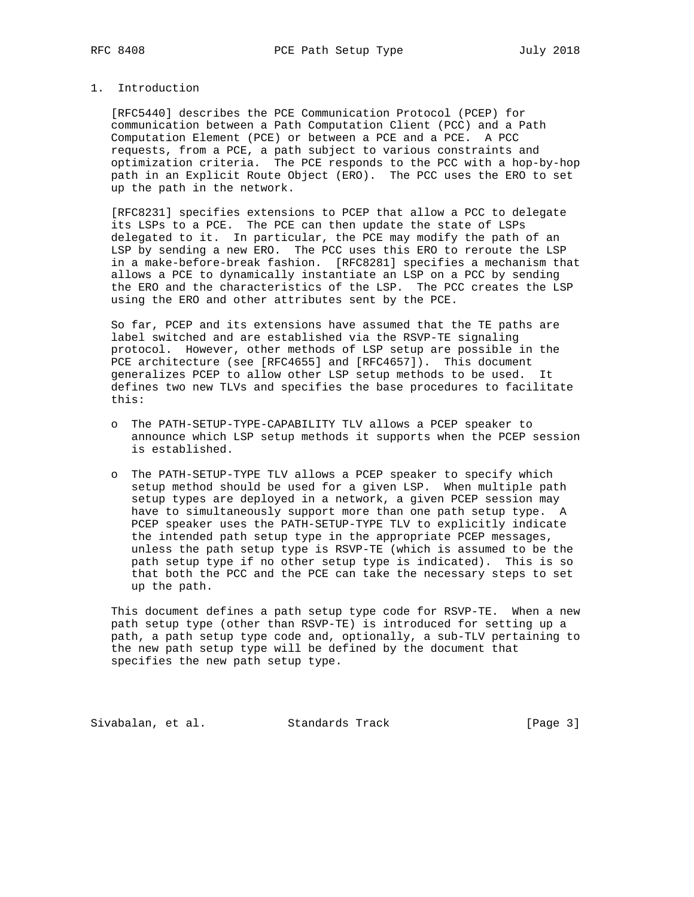## 1. Introduction

[RFC5440] describes the PCE Communication Protocol (PCEP) for communication between a Path Computation Client (PCC) and a Path Computation Element (PCE) or between a PCE and a PCE. A PCC requests, from a PCE, a path subject to various constraints and optimization criteria. The PCE responds to the PCC with a hop-by-hop path in an Explicit Route Object (ERO). The PCC uses the ERO to set up the path in the network.

[RFC8231] specifies extensions to PCEP that allow a PCC to delegate its LSPs to a PCE. The PCE can then update the state of LSPs delegated to it. In particular, the PCE may modify the path of an LSP by sending a new ERO. The PCC uses this ERO to reroute the LSP in a make-before-break fashion. [RFC8281] specifies a mechanism that allows a PCE to dynamically instantiate an LSP on a PCC by sending the ERO and the characteristics of the LSP. The PCC creates the LSP using the ERO and other attributes sent by the PCE.

So far, PCEP and its extensions have assumed that the TE paths are label switched and are established via the RSVP-TE signaling protocol. However, other methods of LSP setup are possible in the PCE architecture (see [RFC4655] and [RFC4657]). This document generalizes PCEP to allow other LSP setup methods to be used. It defines two new TLVs and specifies the base procedures to facilitate this:

- The PATH-SETUP-TYPE-CAPABILITY TLV allows a PCEP speaker to announce which LSP setup methods it supports when the PCEP session is established.

- The PATH-SETUP-TYPE TLV allows a PCEP speaker to specify which setup method should be used for a given LSP. When multiple path setup types are deployed in a network, a given PCEP session may have to simultaneously support more than one path setup type. A PCEP speaker uses the PATH-SETUP-TYPE TLV to explicitly indicate the intended path setup type in the appropriate PCEP messages, unless the path setup type is RSVP-TE (which is assumed to be the path setup type if no other setup type is indicated). This is so that both the PCC and the PCE can take the necessary steps to set up the path.

This document defines a path setup type code for RSVP-TE. When a new path setup type (other than RSVP-TE) is introduced for setting up a path, a path setup type code and, optionally, a sub-TLV pertaining to the new path setup type will be defined by the document that specifies the new path setup type.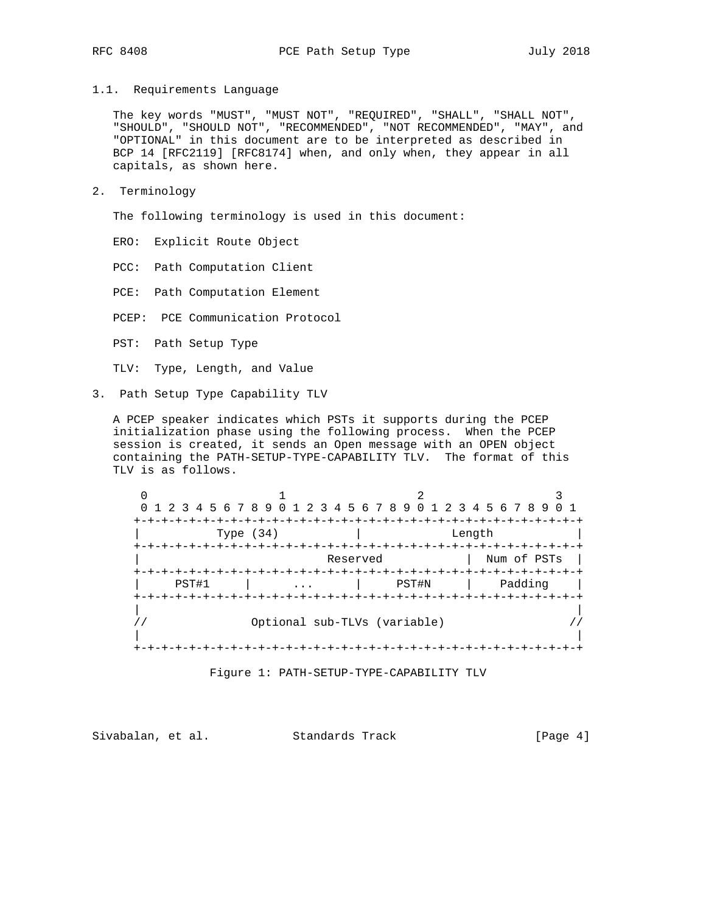### 1.1. Requirements Language

The key words "MUST", "MUST NOT", "REQUIRED", "SHALL", "SHALL NOT", "SHOULD", "SHOULD NOT", "RECOMMENDED", "NOT RECOMMENDED", "MAY", and "OPTIONAL" in this document are to be interpreted as described in BCP 14 [RFC2119] [RFC8174] when, and only when, they appear in all capitals, as shown here.

## 2. Terminology

The following terminology is used in this document:

ERO: Explicit Route Object

PCC: Path Computation Client

PCE: Path Computation Element

PCEP: PCE Communication Protocol

PST: Path Setup Type

TLV: Type, Length, and Value

## 3. Path Setup Type Capability TLV

A PCEP speaker indicates which PSTs it supports during the PCEP initialization phase using the following process. When the PCEP session is created, it sends an Open message with an OPEN object containing the PATH-SETUP-TYPE-CAPABILITY TLV. The format of this TLV is as follows.

```
 0                   1                   2                   3
 0 1 2 3 4 5 6 7 8 9 0 1 2 3 4 5 6 7 8 9 0 1 2 3 4 5 6 7 8 9 0 1
+-+-+-+-+-+-+-+-+-+-+-+-+-+-+-+-+-+-+-+-+-+-+-+-+-+-+-+-+-+-+-+-+
|           Type (34)           |             Length            |
+-+-+-+-+-+-+-+-+-+-+-+-+-+-+-+-+-+-+-+-+-+-+-+-+-+-+-+-+-+-+-+-+
|                         Reserved              |  Num of PSTs  |
+-+-+-+-+-+-+-+-+-+-+-+-+-+-+-+-+-+-+-+-+-+-+-+-+-+-+-+-+-+-+-+-+
|     PST#1     |      ...      |     PST#N     |    Padding    |
+-+-+-+-+-+-+-+-+-+-+-+-+-+-+-+-+-+-+-+-+-+-+-+-+-+-+-+-+-+-+-+-+
|                                                               |
//               Optional sub-TLVs (variable)                  //
|                                                               |
+-+-+-+-+-+-+-+-+-+-+-+-+-+-+-+-+-+-+-+-+-+-+-+-+-+-+-+-+-+-+-+-+
```

Figure 1: PATH-SETUP-TYPE-CAPABILITY TLV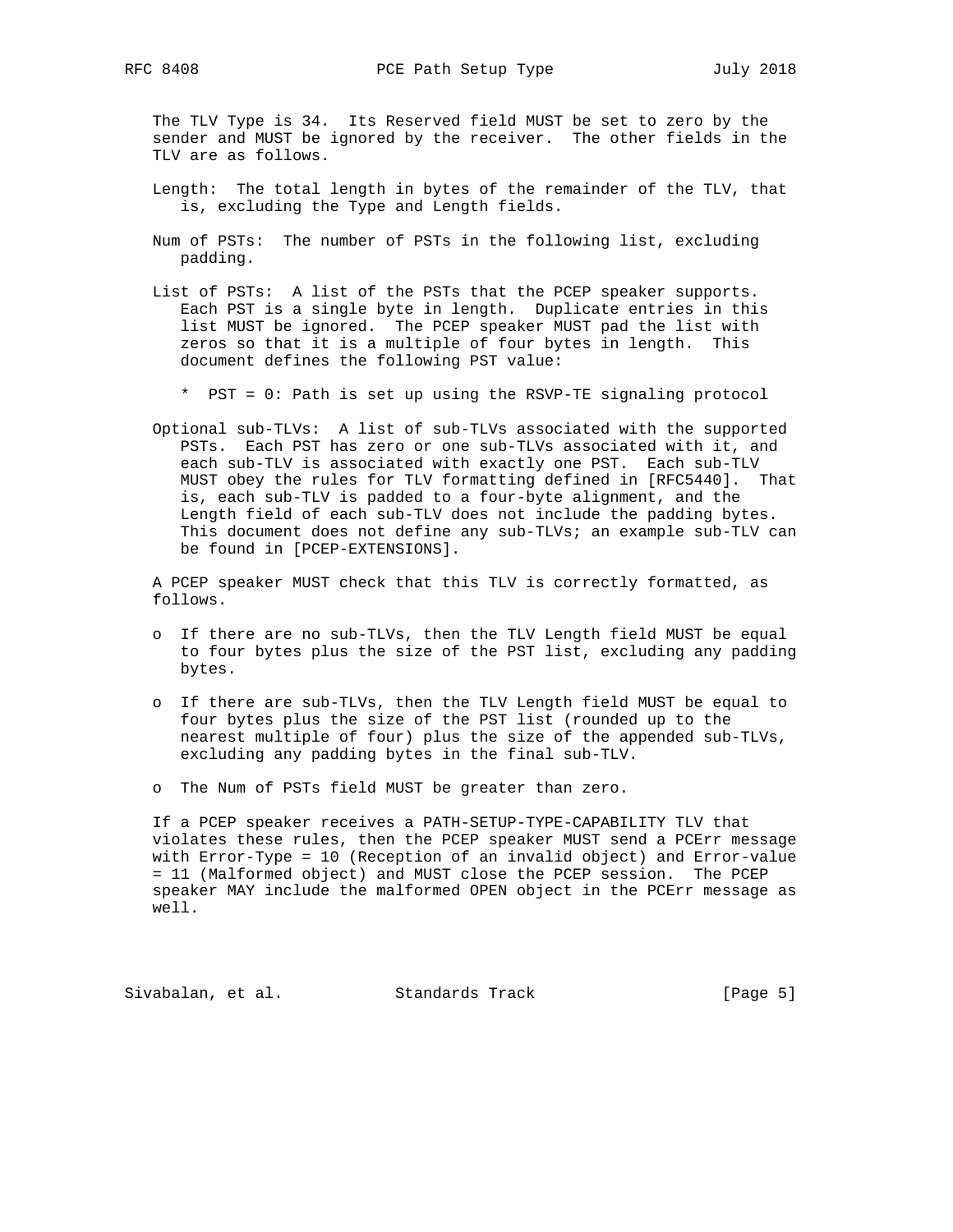The TLV Type is 34. Its Reserved field MUST be set to zero by the sender and MUST be ignored by the receiver. The other fields in the TLV are as follows.

Length: The total length in bytes of the remainder of the TLV, that is, excluding the Type and Length fields.

Num of PSTs: The number of PSTs in the following list, excluding padding.

List of PSTs: A list of the PSTs that the PCEP speaker supports. Each PST is a single byte in length. Duplicate entries in this list MUST be ignored. The PCEP speaker MUST pad the list with zeros so that it is a multiple of four bytes in length. This document defines the following PST value:

* PST = 0: Path is set up using the RSVP-TE signaling protocol

Optional sub-TLVs: A list of sub-TLVs associated with the supported PSTs. Each PST has zero or one sub-TLVs associated with it, and each sub-TLV is associated with exactly one PST. Each sub-TLV MUST obey the rules for TLV formatting defined in [RFC5440]. That is, each sub-TLV is padded to a four-byte alignment, and the Length field of each sub-TLV does not include the padding bytes. This document does not define any sub-TLVs; an example sub-TLV can be found in [PCEP-EXTENSIONS].

A PCEP speaker MUST check that this TLV is correctly formatted, as follows.

- If there are no sub-TLVs, then the TLV Length field MUST be equal to four bytes plus the size of the PST list, excluding any padding bytes.

- If there are sub-TLVs, then the TLV Length field MUST be equal to four bytes plus the size of the PST list (rounded up to the nearest multiple of four) plus the size of the appended sub-TLVs, excluding any padding bytes in the final sub-TLV.

- The Num of PSTs field MUST be greater than zero.

If a PCEP speaker receives a PATH-SETUP-TYPE-CAPABILITY TLV that violates these rules, then the PCEP speaker MUST send a PCErr message with Error-Type = 10 (Reception of an invalid object) and Error-value = 11 (Malformed object) and MUST close the PCEP session. The PCEP speaker MAY include the malformed OPEN object in the PCErr message as well.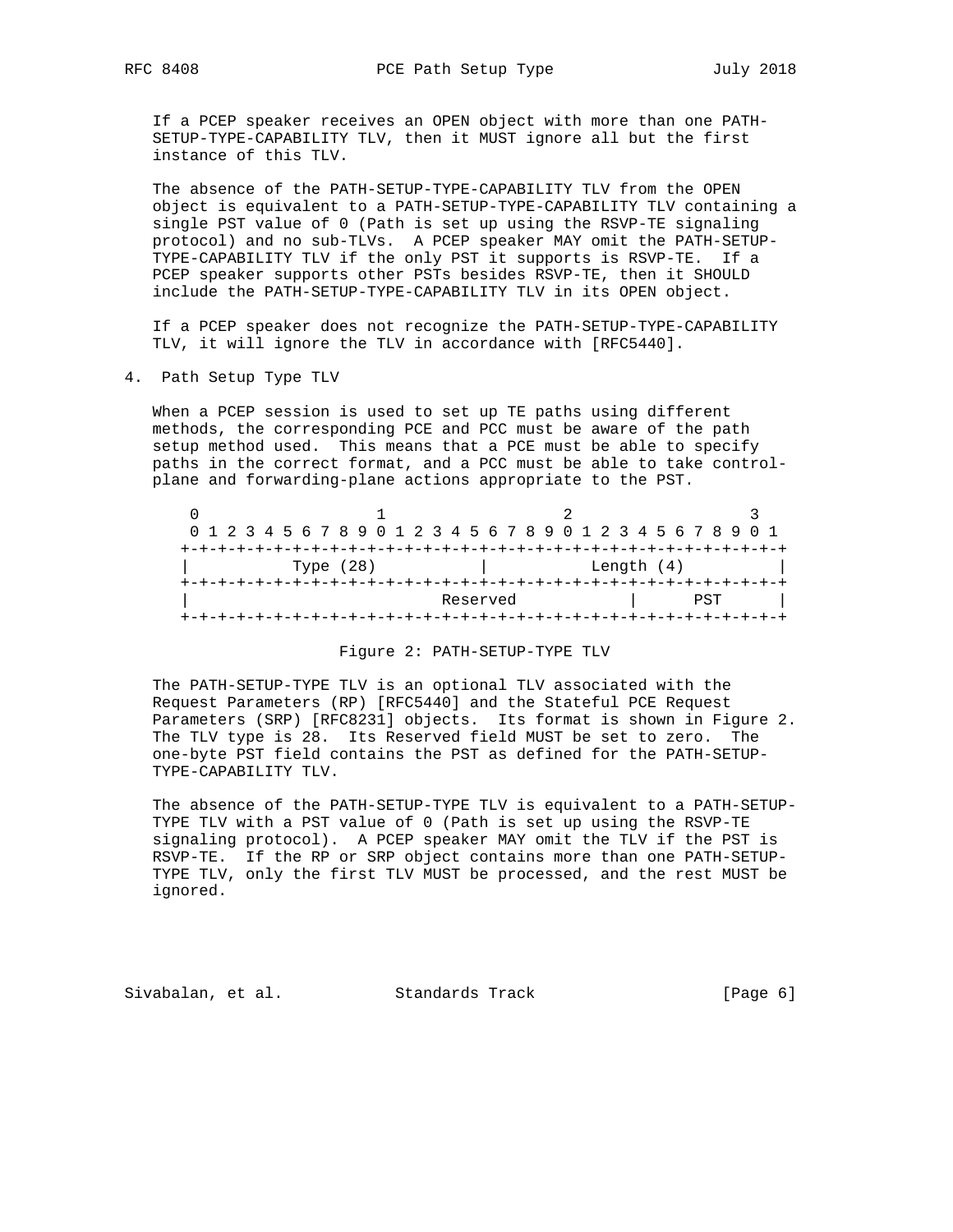If a PCEP speaker receives an OPEN object with more than one PATH-SETUP-TYPE-CAPABILITY TLV, then it MUST ignore all but the first instance of this TLV.

The absence of the PATH-SETUP-TYPE-CAPABILITY TLV from the OPEN object is equivalent to a PATH-SETUP-TYPE-CAPABILITY TLV containing a single PST value of 0 (Path is set up using the RSVP-TE signaling protocol) and no sub-TLVs. A PCEP speaker MAY omit the PATH-SETUP-TYPE-CAPABILITY TLV if the only PST it supports is RSVP-TE. If a PCEP speaker supports other PSTs besides RSVP-TE, then it SHOULD include the PATH-SETUP-TYPE-CAPABILITY TLV in its OPEN object.

If a PCEP speaker does not recognize the PATH-SETUP-TYPE-CAPABILITY TLV, it will ignore the TLV in accordance with [RFC5440].

## 4. Path Setup Type TLV

When a PCEP session is used to set up TE paths using different methods, the corresponding PCE and PCC must be aware of the path setup method used. This means that a PCE must be able to specify paths in the correct format, and a PCC must be able to take control-plane and forwarding-plane actions appropriate to the PST.

```
 0                   1                   2                   3
 0 1 2 3 4 5 6 7 8 9 0 1 2 3 4 5 6 7 8 9 0 1 2 3 4 5 6 7 8 9 0 1
+-+-+-+-+-+-+-+-+-+-+-+-+-+-+-+-+-+-+-+-+-+-+-+-+-+-+-+-+-+-+-+-+
|           Type (28)           |           Length (4)          |
+-+-+-+-+-+-+-+-+-+-+-+-+-+-+-+-+-+-+-+-+-+-+-+-+-+-+-+-+-+-+-+-+
|                         Reserved              |      PST      |
+-+-+-+-+-+-+-+-+-+-+-+-+-+-+-+-+-+-+-+-+-+-+-+-+-+-+-+-+-+-+-+-+
```

Figure 2: PATH-SETUP-TYPE TLV

The PATH-SETUP-TYPE TLV is an optional TLV associated with the Request Parameters (RP) [RFC5440] and the Stateful PCE Request Parameters (SRP) [RFC8231] objects. Its format is shown in Figure 2. The TLV type is 28. Its Reserved field MUST be set to zero. The one-byte PST field contains the PST as defined for the PATH-SETUP-TYPE-CAPABILITY TLV.

The absence of the PATH-SETUP-TYPE TLV is equivalent to a PATH-SETUP-TYPE TLV with a PST value of 0 (Path is set up using the RSVP-TE signaling protocol). A PCEP speaker MAY omit the TLV if the PST is RSVP-TE. If the RP or SRP object contains more than one PATH-SETUP-TYPE TLV, only the first TLV MUST be processed, and the rest MUST be ignored.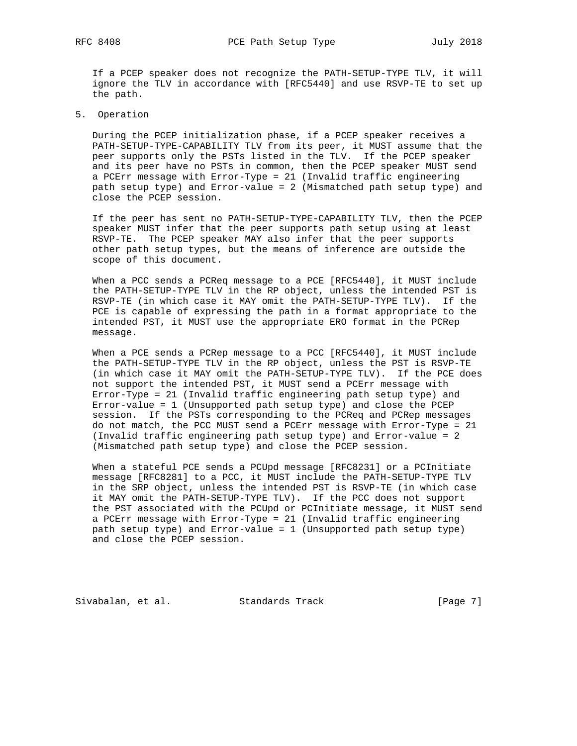If a PCEP speaker does not recognize the PATH-SETUP-TYPE TLV, it will ignore the TLV in accordance with [RFC5440] and use RSVP-TE to set up the path.

## 5. Operation

During the PCEP initialization phase, if a PCEP speaker receives a PATH-SETUP-TYPE-CAPABILITY TLV from its peer, it MUST assume that the peer supports only the PSTs listed in the TLV. If the PCEP speaker and its peer have no PSTs in common, then the PCEP speaker MUST send a PCErr message with Error-Type = 21 (Invalid traffic engineering path setup type) and Error-value = 2 (Mismatched path setup type) and close the PCEP session.

If the peer has sent no PATH-SETUP-TYPE-CAPABILITY TLV, then the PCEP speaker MUST infer that the peer supports path setup using at least RSVP-TE. The PCEP speaker MAY also infer that the peer supports other path setup types, but the means of inference are outside the scope of this document.

When a PCC sends a PCReq message to a PCE [RFC5440], it MUST include the PATH-SETUP-TYPE TLV in the RP object, unless the intended PST is RSVP-TE (in which case it MAY omit the PATH-SETUP-TYPE TLV). If the PCE is capable of expressing the path in a format appropriate to the intended PST, it MUST use the appropriate ERO format in the PCRep message.

When a PCE sends a PCRep message to a PCC [RFC5440], it MUST include the PATH-SETUP-TYPE TLV in the RP object, unless the PST is RSVP-TE (in which case it MAY omit the PATH-SETUP-TYPE TLV). If the PCE does not support the intended PST, it MUST send a PCErr message with Error-Type = 21 (Invalid traffic engineering path setup type) and Error-value = 1 (Unsupported path setup type) and close the PCEP session. If the PSTs corresponding to the PCReq and PCRep messages do not match, the PCC MUST send a PCErr message with Error-Type = 21 (Invalid traffic engineering path setup type) and Error-value = 2 (Mismatched path setup type) and close the PCEP session.

When a stateful PCE sends a PCUpd message [RFC8231] or a PCInitiate message [RFC8281] to a PCC, it MUST include the PATH-SETUP-TYPE TLV in the SRP object, unless the intended PST is RSVP-TE (in which case it MAY omit the PATH-SETUP-TYPE TLV). If the PCC does not support the PST associated with the PCUpd or PCInitiate message, it MUST send a PCErr message with Error-Type = 21 (Invalid traffic engineering path setup type) and Error-value = 1 (Unsupported path setup type) and close the PCEP session.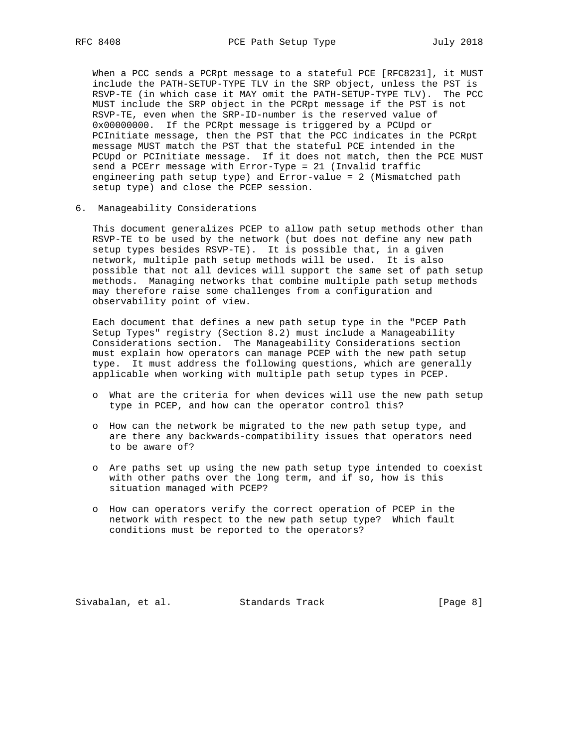When a PCC sends a PCRpt message to a stateful PCE [RFC8231], it MUST include the PATH-SETUP-TYPE TLV in the SRP object, unless the PST is RSVP-TE (in which case it MAY omit the PATH-SETUP-TYPE TLV). The PCC MUST include the SRP object in the PCRpt message if the PST is not RSVP-TE, even when the SRP-ID-number is the reserved value of 0x00000000. If the PCRpt message is triggered by a PCUpd or PCInitiate message, then the PST that the PCC indicates in the PCRpt message MUST match the PST that the stateful PCE intended in the PCUpd or PCInitiate message. If it does not match, then the PCE MUST send a PCErr message with Error-Type = 21 (Invalid traffic engineering path setup type) and Error-value = 2 (Mismatched path setup type) and close the PCEP session.

## 6. Manageability Considerations

This document generalizes PCEP to allow path setup methods other than RSVP-TE to be used by the network (but does not define any new path setup types besides RSVP-TE). It is possible that, in a given network, multiple path setup methods will be used. It is also possible that not all devices will support the same set of path setup methods. Managing networks that combine multiple path setup methods may therefore raise some challenges from a configuration and observability point of view.

Each document that defines a new path setup type in the "PCEP Path Setup Types" registry (Section 8.2) must include a Manageability Considerations section. The Manageability Considerations section must explain how operators can manage PCEP with the new path setup type. It must address the following questions, which are generally applicable when working with multiple path setup types in PCEP.

- What are the criteria for when devices will use the new path setup type in PCEP, and how can the operator control this?
- How can the network be migrated to the new path setup type, and are there any backwards-compatibility issues that operators need to be aware of?
- Are paths set up using the new path setup type intended to coexist with other paths over the long term, and if so, how is this situation managed with PCEP?
- How can operators verify the correct operation of PCEP in the network with respect to the new path setup type? Which fault conditions must be reported to the operators?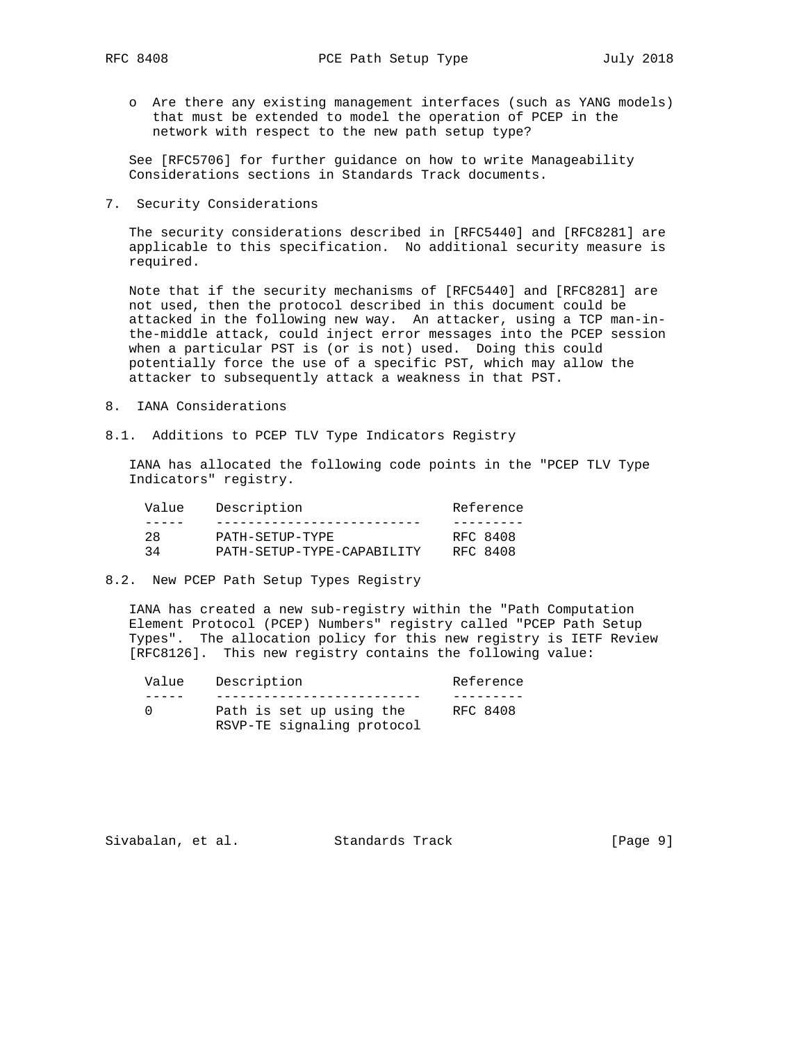- Are there any existing management interfaces (such as YANG models) that must be extended to model the operation of PCEP in the network with respect to the new path setup type?

See [RFC5706] for further guidance on how to write Manageability Considerations sections in Standards Track documents.

## 7. Security Considerations

The security considerations described in [RFC5440] and [RFC8281] are applicable to this specification. No additional security measure is required.

Note that if the security mechanisms of [RFC5440] and [RFC8281] are not used, then the protocol described in this document could be attacked in the following new way. An attacker, using a TCP man-in-the-middle attack, could inject error messages into the PCEP session when a particular PST is (or is not) used. Doing this could potentially force the use of a specific PST, which may allow the attacker to subsequently attack a weakness in that PST.

## 8. IANA Considerations

### 8.1. Additions to PCEP TLV Type Indicators Registry

IANA has allocated the following code points in the "PCEP TLV Type Indicators" registry.

| Value | Description | Reference |
|---|---|---|
| 28 | PATH-SETUP-TYPE | RFC 8408 |
| 34 | PATH-SETUP-TYPE-CAPABILITY | RFC 8408 |

### 8.2. New PCEP Path Setup Types Registry

IANA has created a new sub-registry within the "Path Computation Element Protocol (PCEP) Numbers" registry called "PCEP Path Setup Types". The allocation policy for this new registry is IETF Review [RFC8126]. This new registry contains the following value:

| Value | Description | Reference |
|---|---|---|
| 0 | Path is set up using the RSVP-TE signaling protocol | RFC 8408 |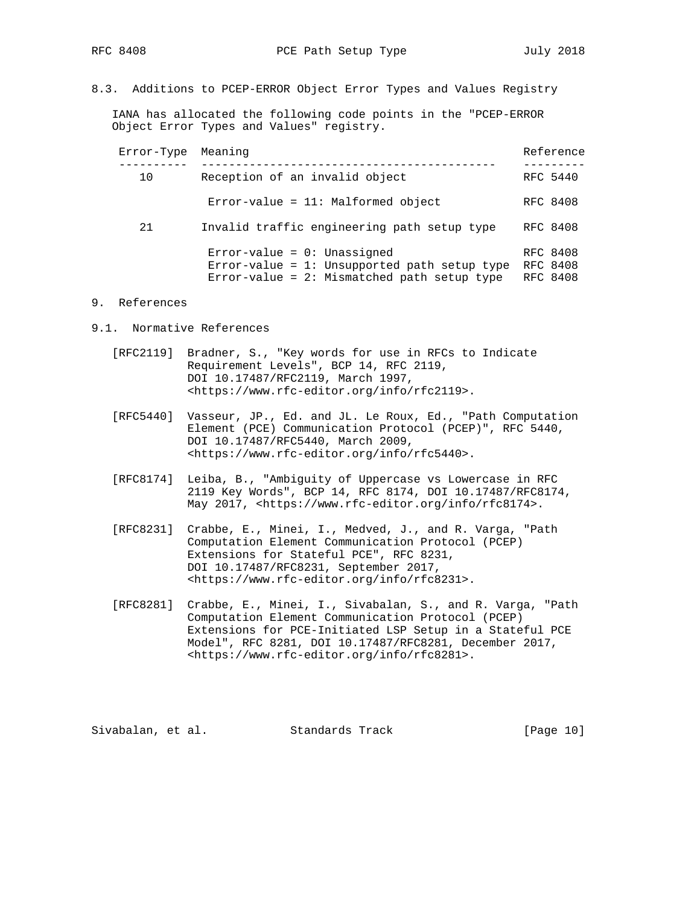### 8.3. Additions to PCEP-ERROR Object Error Types and Values Registry

IANA has allocated the following code points in the "PCEP-ERROR Object Error Types and Values" registry.

| Error-Type | Meaning | Reference |
|---|---|---|
| 10 | Reception of an invalid object | RFC 5440 |
| | Error-value = 11: Malformed object | RFC 8408 |
| 21 | Invalid traffic engineering path setup type | RFC 8408 |
| | Error-value = 0: Unassigned | RFC 8408 |
| | Error-value = 1: Unsupported path setup type | RFC 8408 |
| | Error-value = 2: Mismatched path setup type | RFC 8408 |

## 9. References

### 9.1. Normative References

[RFC2119] Bradner, S., "Key words for use in RFCs to Indicate Requirement Levels", BCP 14, RFC 2119, DOI 10.17487/RFC2119, March 1997, <https://www.rfc-editor.org/info/rfc2119>.

[RFC5440] Vasseur, JP., Ed. and JL. Le Roux, Ed., "Path Computation Element (PCE) Communication Protocol (PCEP)", RFC 5440, DOI 10.17487/RFC5440, March 2009, <https://www.rfc-editor.org/info/rfc5440>.

[RFC8174] Leiba, B., "Ambiguity of Uppercase vs Lowercase in RFC 2119 Key Words", BCP 14, RFC 8174, DOI 10.17487/RFC8174, May 2017, <https://www.rfc-editor.org/info/rfc8174>.

[RFC8231] Crabbe, E., Minei, I., Medved, J., and R. Varga, "Path Computation Element Communication Protocol (PCEP) Extensions for Stateful PCE", RFC 8231, DOI 10.17487/RFC8231, September 2017, <https://www.rfc-editor.org/info/rfc8231>.

[RFC8281] Crabbe, E., Minei, I., Sivabalan, S., and R. Varga, "Path Computation Element Communication Protocol (PCEP) Extensions for PCE-Initiated LSP Setup in a Stateful PCE Model", RFC 8281, DOI 10.17487/RFC8281, December 2017, <https://www.rfc-editor.org/info/rfc8281>.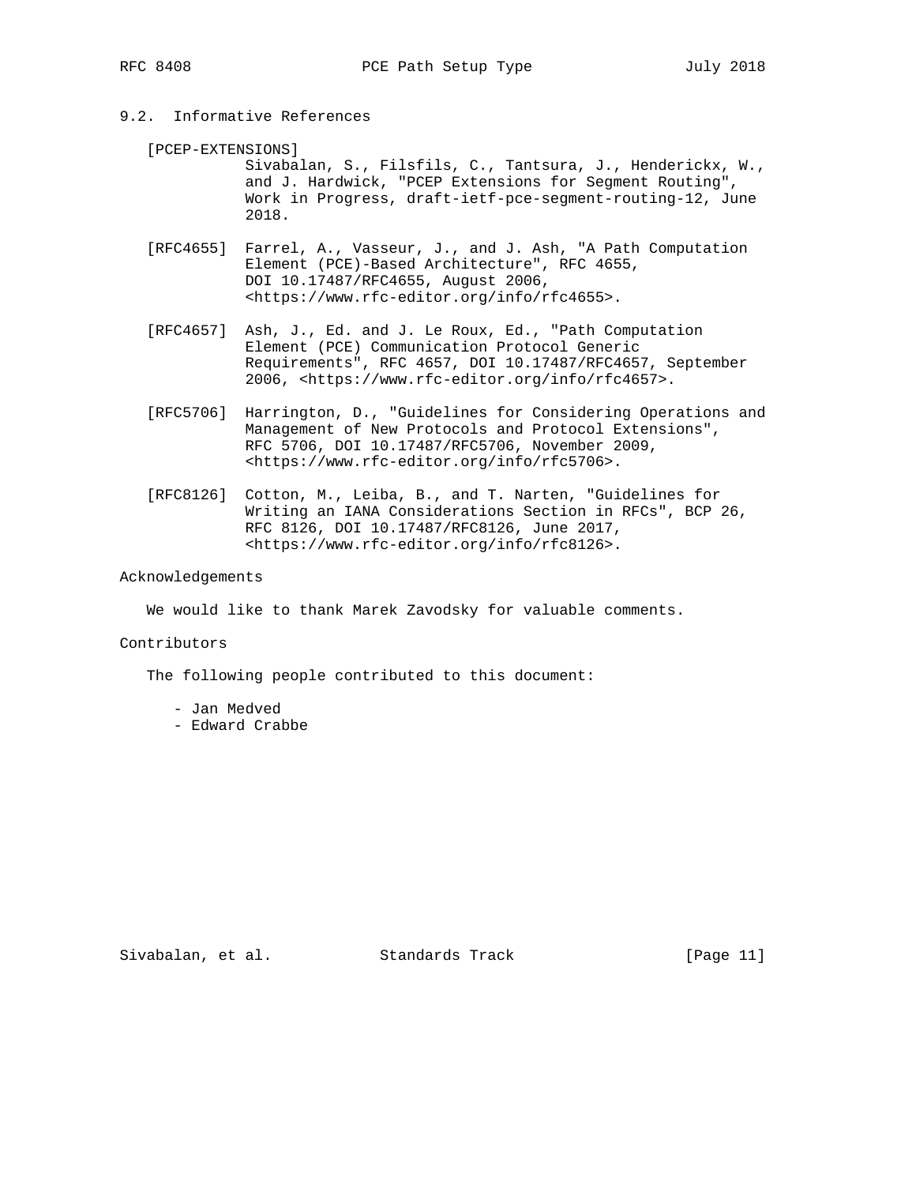### 9.2. Informative References

[PCEP-EXTENSIONS]
Sivabalan, S., Filsfils, C., Tantsura, J., Henderickx, W., and J. Hardwick, "PCEP Extensions for Segment Routing", Work in Progress, draft-ietf-pce-segment-routing-12, June 2018.

[RFC4655] Farrel, A., Vasseur, J., and J. Ash, "A Path Computation Element (PCE)-Based Architecture", RFC 4655, DOI 10.17487/RFC4655, August 2006, <https://www.rfc-editor.org/info/rfc4655>.

[RFC4657] Ash, J., Ed. and J. Le Roux, Ed., "Path Computation Element (PCE) Communication Protocol Generic Requirements", RFC 4657, DOI 10.17487/RFC4657, September 2006, <https://www.rfc-editor.org/info/rfc4657>.

[RFC5706] Harrington, D., "Guidelines for Considering Operations and Management of New Protocols and Protocol Extensions", RFC 5706, DOI 10.17487/RFC5706, November 2009, <https://www.rfc-editor.org/info/rfc5706>.

[RFC8126] Cotton, M., Leiba, B., and T. Narten, "Guidelines for Writing an IANA Considerations Section in RFCs", BCP 26, RFC 8126, DOI 10.17487/RFC8126, June 2017, <https://www.rfc-editor.org/info/rfc8126>.

## Acknowledgements

We would like to thank Marek Zavodsky for valuable comments.

## Contributors

The following people contributed to this document:

- Jan Medved
- Edward Crabbe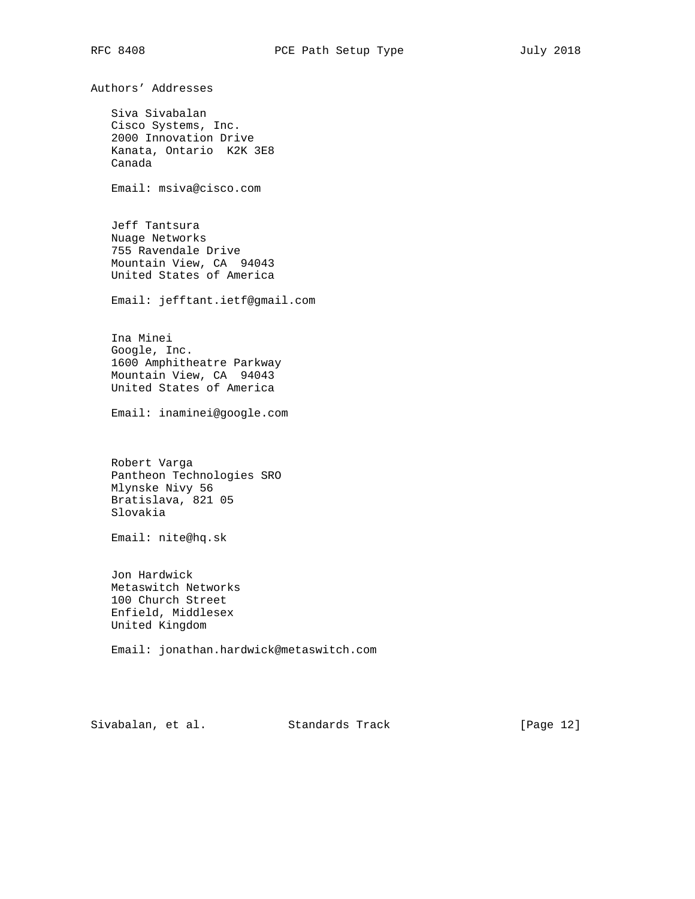## Authors' Addresses

Siva Sivabalan
Cisco Systems, Inc.
2000 Innovation Drive
Kanata, Ontario  K2K 3E8
Canada

Email: msiva@cisco.com

Jeff Tantsura
Nuage Networks
755 Ravendale Drive
Mountain View, CA  94043
United States of America

Email: jefftant.ietf@gmail.com

Ina Minei
Google, Inc.
1600 Amphitheatre Parkway
Mountain View, CA  94043
United States of America

Email: inaminei@google.com

Robert Varga
Pantheon Technologies SRO
Mlynske Nivy 56
Bratislava, 821 05
Slovakia

Email: nite@hq.sk

Jon Hardwick
Metaswitch Networks
100 Church Street
Enfield, Middlesex
United Kingdom

Email: jonathan.hardwick@metaswitch.com